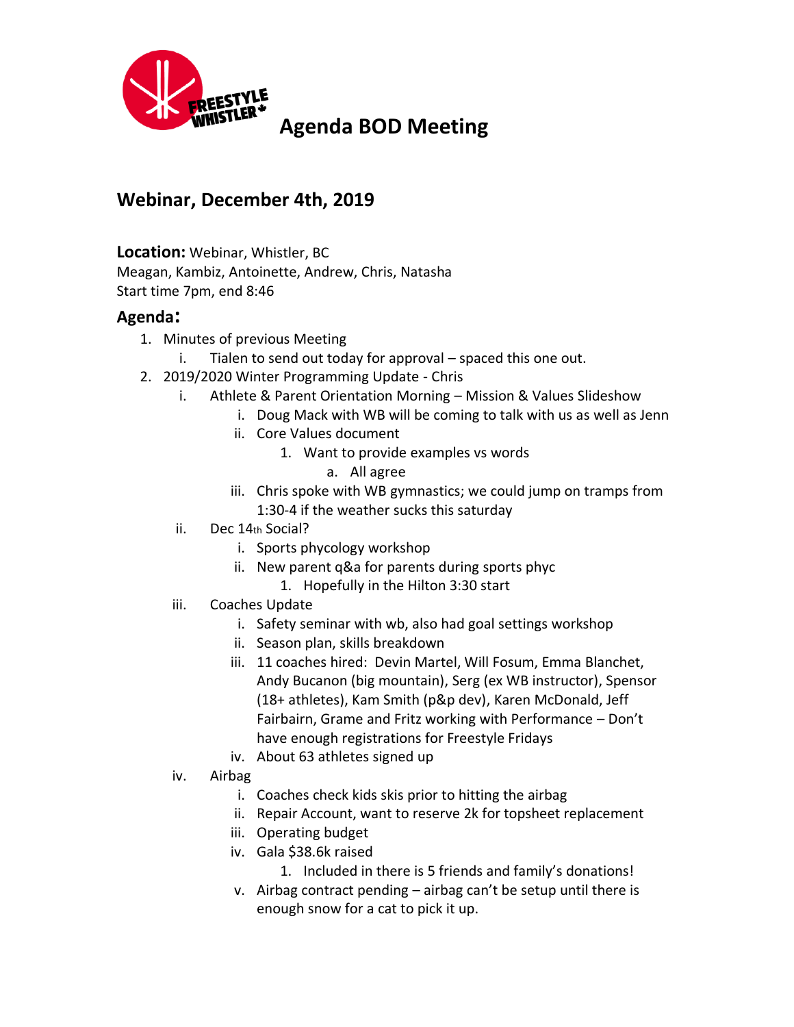# Agenda BOD Meeting

## Webinar, December 4th, 2019

**Location:** Webinar, Whistler, BC
Meagan, Kambiz, Antoinette, Andrew, Chris, Natasha
Start time 7pm, end 8:46

### Agenda:

1. Minutes of previous Meeting
   - i. Tialen to send out today for approval – spaced this one out.
2. 2019/2020 Winter Programming Update - Chris
   - i. Athlete & Parent Orientation Morning – Mission & Values Slideshow
     - i. Doug Mack with WB will be coming to talk with us as well as Jenn
     - ii. Core Values document
       1. Want to provide examples vs words
          a. All agree
     - iii. Chris spoke with WB gymnastics; we could jump on tramps from 1:30-4 if the weather sucks this saturday
   - ii. Dec 14th Social?
     - i. Sports phycology workshop
     - ii. New parent q&a for parents during sports phyc
       1. Hopefully in the Hilton 3:30 start
   - iii. Coaches Update
     - i. Safety seminar with wb, also had goal settings workshop
     - ii. Season plan, skills breakdown
     - iii. 11 coaches hired: Devin Martel, Will Fosum, Emma Blanchet, Andy Bucanon (big mountain), Serg (ex WB instructor), Spensor (18+ athletes), Kam Smith (p&p dev), Karen McDonald, Jeff Fairbairn, Grame and Fritz working with Performance – Don't have enough registrations for Freestyle Fridays
     - iv. About 63 athletes signed up
   - iv. Airbag
     - i. Coaches check kids skis prior to hitting the airbag
     - ii. Repair Account, want to reserve 2k for topsheet replacement
     - iii. Operating budget
     - iv. Gala $38.6k raised
       1. Included in there is 5 friends and family's donations!
     - v. Airbag contract pending – airbag can't be setup until there is enough snow for a cat to pick it up.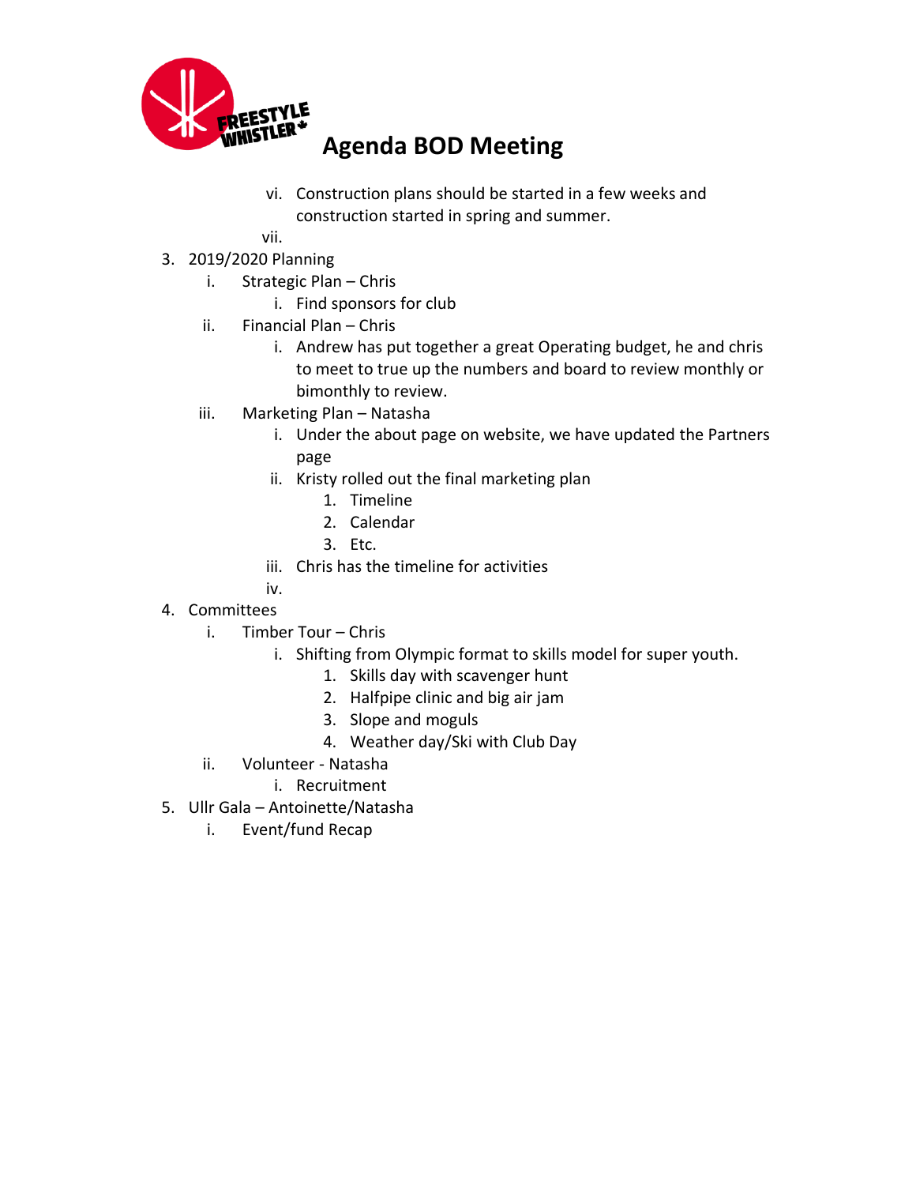- vi. Construction plans should be started in a few weeks and construction started in spring and summer.
- vii.

3. 2019/2020 Planning
   - i. Strategic Plan – Chris
     - i. Find sponsors for club
   - ii. Financial Plan – Chris
     - i. Andrew has put together a great Operating budget, he and chris to meet to true up the numbers and board to review monthly or bimonthly to review.
   - iii. Marketing Plan – Natasha
     - i. Under the about page on website, we have updated the Partners page
     - ii. Kristy rolled out the final marketing plan
       1. Timeline
       2. Calendar
       3. Etc.
     - iii. Chris has the timeline for activities
     - iv.
4. Committees
   - i. Timber Tour – Chris
     - i. Shifting from Olympic format to skills model for super youth.
       1. Skills day with scavenger hunt
       2. Halfpipe clinic and big air jam
       3. Slope and moguls
       4. Weather day/Ski with Club Day
   - ii. Volunteer - Natasha
     - i. Recruitment
5. Ullr Gala – Antoinette/Natasha
   - i. Event/fund Recap